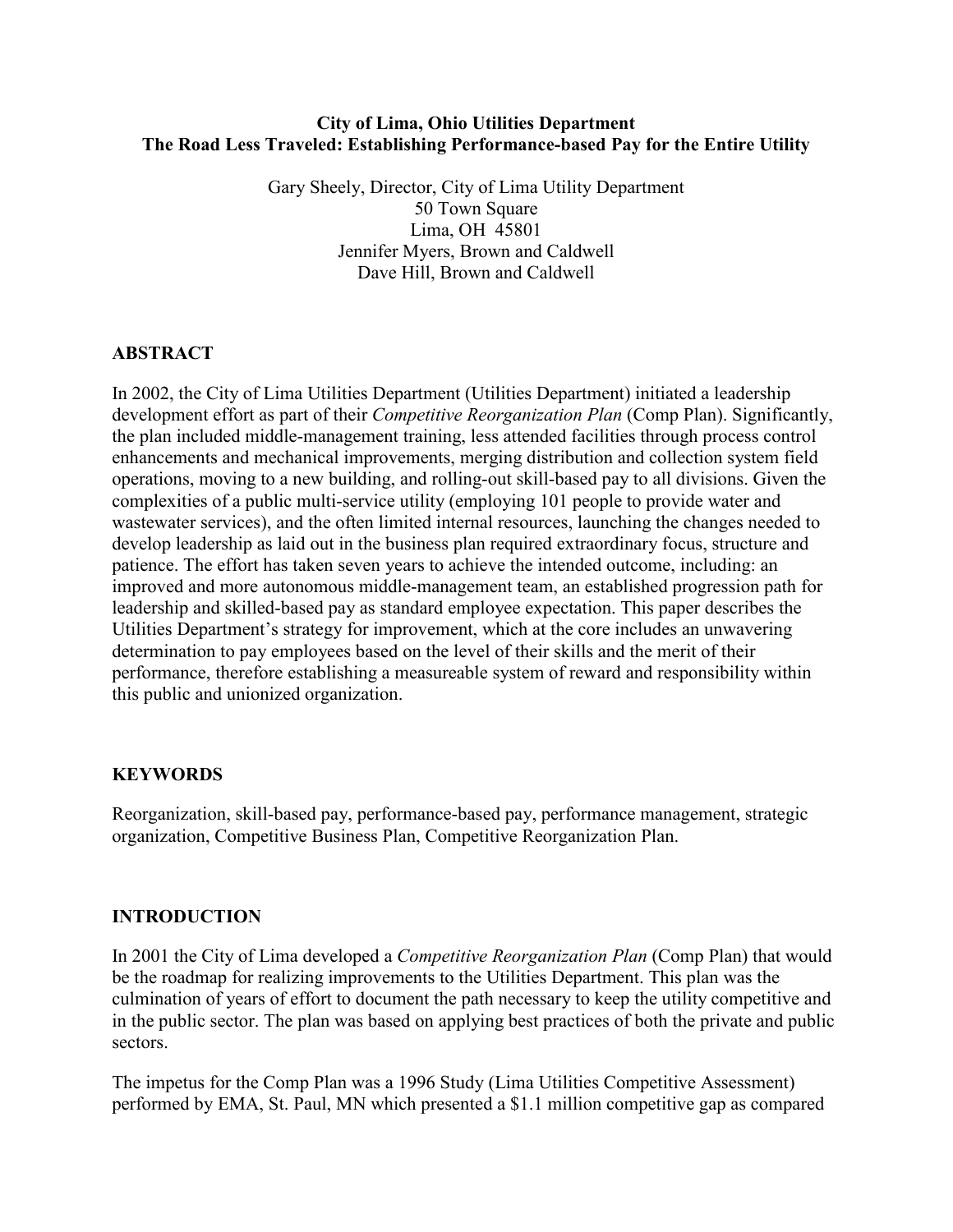# City of Lima, Ohio Utilities Department
# The Road Less Traveled: Establishing Performance-based Pay for the Entire Utility

Gary Sheely, Director, City of Lima Utility Department
50 Town Square
Lima, OH 45801
Jennifer Myers, Brown and Caldwell
Dave Hill, Brown and Caldwell

## ABSTRACT

In 2002, the City of Lima Utilities Department (Utilities Department) initiated a leadership development effort as part of their *Competitive Reorganization Plan* (Comp Plan). Significantly, the plan included middle-management training, less attended facilities through process control enhancements and mechanical improvements, merging distribution and collection system field operations, moving to a new building, and rolling-out skill-based pay to all divisions. Given the complexities of a public multi-service utility (employing 101 people to provide water and wastewater services), and the often limited internal resources, launching the changes needed to develop leadership as laid out in the business plan required extraordinary focus, structure and patience. The effort has taken seven years to achieve the intended outcome, including: an improved and more autonomous middle-management team, an established progression path for leadership and skilled-based pay as standard employee expectation. This paper describes the Utilities Department's strategy for improvement, which at the core includes an unwavering determination to pay employees based on the level of their skills and the merit of their performance, therefore establishing a measureable system of reward and responsibility within this public and unionized organization.

## KEYWORDS

Reorganization, skill-based pay, performance-based pay, performance management, strategic organization, Competitive Business Plan, Competitive Reorganization Plan.

## INTRODUCTION

In 2001 the City of Lima developed a *Competitive Reorganization Plan* (Comp Plan) that would be the roadmap for realizing improvements to the Utilities Department. This plan was the culmination of years of effort to document the path necessary to keep the utility competitive and in the public sector. The plan was based on applying best practices of both the private and public sectors.

The impetus for the Comp Plan was a 1996 Study (Lima Utilities Competitive Assessment) performed by EMA, St. Paul, MN which presented a $1.1 million competitive gap as compared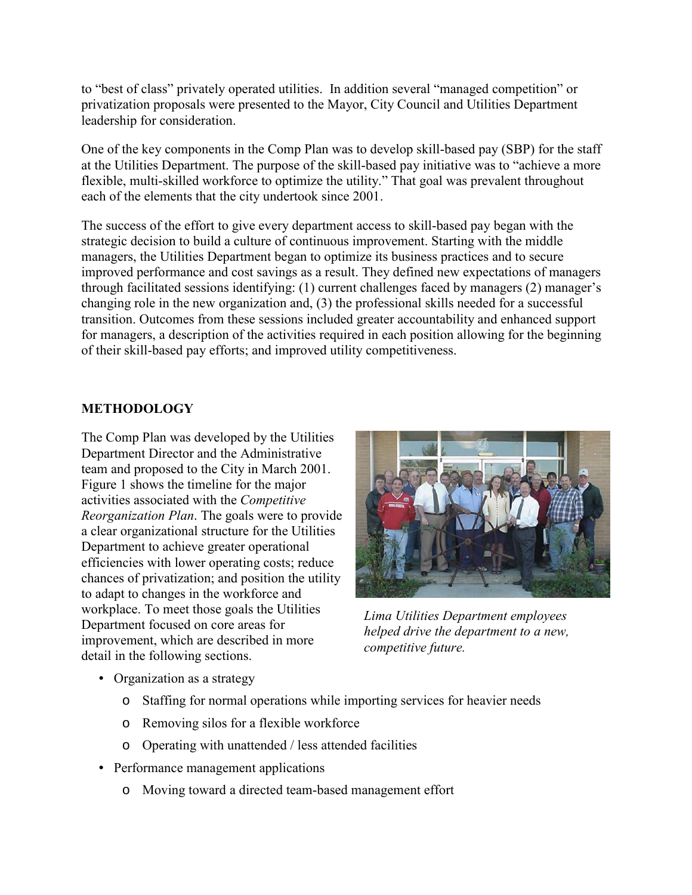to "best of class" privately operated utilities. In addition several "managed competition" or privatization proposals were presented to the Mayor, City Council and Utilities Department leadership for consideration.

One of the key components in the Comp Plan was to develop skill-based pay (SBP) for the staff at the Utilities Department. The purpose of the skill-based pay initiative was to "achieve a more flexible, multi-skilled workforce to optimize the utility." That goal was prevalent throughout each of the elements that the city undertook since 2001.

The success of the effort to give every department access to skill-based pay began with the strategic decision to build a culture of continuous improvement. Starting with the middle managers, the Utilities Department began to optimize its business practices and to secure improved performance and cost savings as a result. They defined new expectations of managers through facilitated sessions identifying: (1) current challenges faced by managers (2) manager's changing role in the new organization and, (3) the professional skills needed for a successful transition. Outcomes from these sessions included greater accountability and enhanced support for managers, a description of the activities required in each position allowing for the beginning of their skill-based pay efforts; and improved utility competitiveness.

## METHODOLOGY

The Comp Plan was developed by the Utilities Department Director and the Administrative team and proposed to the City in March 2001. Figure 1 shows the timeline for the major activities associated with the *Competitive Reorganization Plan*. The goals were to provide a clear organizational structure for the Utilities Department to achieve greater operational efficiencies with lower operating costs; reduce chances of privatization; and position the utility to adapt to changes in the workforce and workplace. To meet those goals the Utilities Department focused on core areas for improvement, which are described in more detail in the following sections.

*Lima Utilities Department employees helped drive the department to a new, competitive future.*

- Organization as a strategy
  - Staffing for normal operations while importing services for heavier needs
  - Removing silos for a flexible workforce
  - Operating with unattended / less attended facilities
- Performance management applications
  - Moving toward a directed team-based management effort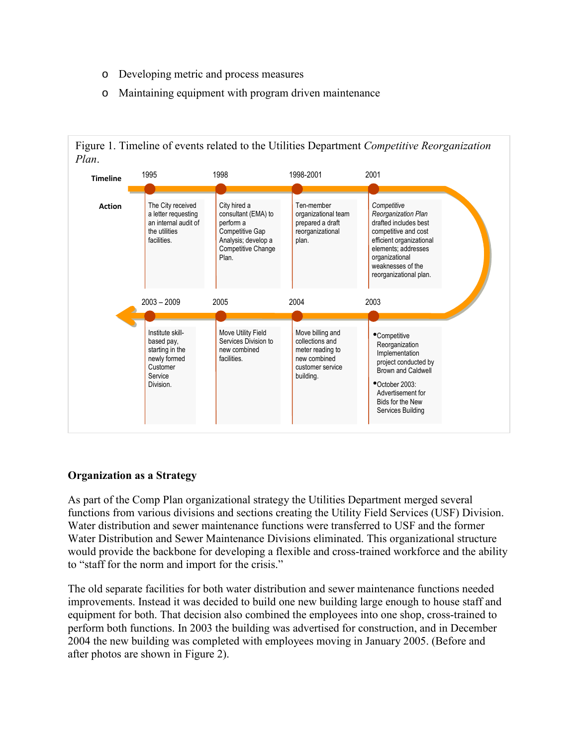- Developing metric and process measures
- Maintaining equipment with program driven maintenance

Figure 1. Timeline of events related to the Utilities Department *Competitive Reorganization Plan*.

| Timeline | Action |
|---|---|
| 1995 | The City received a letter requesting an internal audit of the utilities facilities. |
| 1998 | City hired a consultant (EMA) to perform a Competitive Gap Analysis; develop a Competitive Change Plan. |
| 1998-2001 | Ten-member organizational team prepared a draft reorganizational plan. |
| 2001 | *Competitive Reorganization Plan* drafted includes best competitive and cost efficient organizational elements; addresses organizational weaknesses of the reorganizational plan. |
| 2003 | • Competitive Reorganization Implementation project conducted by Brown and Caldwell<br>• October 2003: Advertisement for Bids for the New Services Building |
| 2004 | Move billing and collections and meter reading to new combined customer service building. |
| 2005 | Move Utility Field Services Division to new combined facilities. |
| 2003 – 2009 | Institute skill-based pay, starting in the newly formed Customer Service Division. |

**Organization as a Strategy**

As part of the Comp Plan organizational strategy the Utilities Department merged several functions from various divisions and sections creating the Utility Field Services (USF) Division. Water distribution and sewer maintenance functions were transferred to USF and the former Water Distribution and Sewer Maintenance Divisions eliminated. This organizational structure would provide the backbone for developing a flexible and cross-trained workforce and the ability to "staff for the norm and import for the crisis."

The old separate facilities for both water distribution and sewer maintenance functions needed improvements. Instead it was decided to build one new building large enough to house staff and equipment for both. That decision also combined the employees into one shop, cross-trained to perform both functions. In 2003 the building was advertised for construction, and in December 2004 the new building was completed with employees moving in January 2005. (Before and after photos are shown in Figure 2).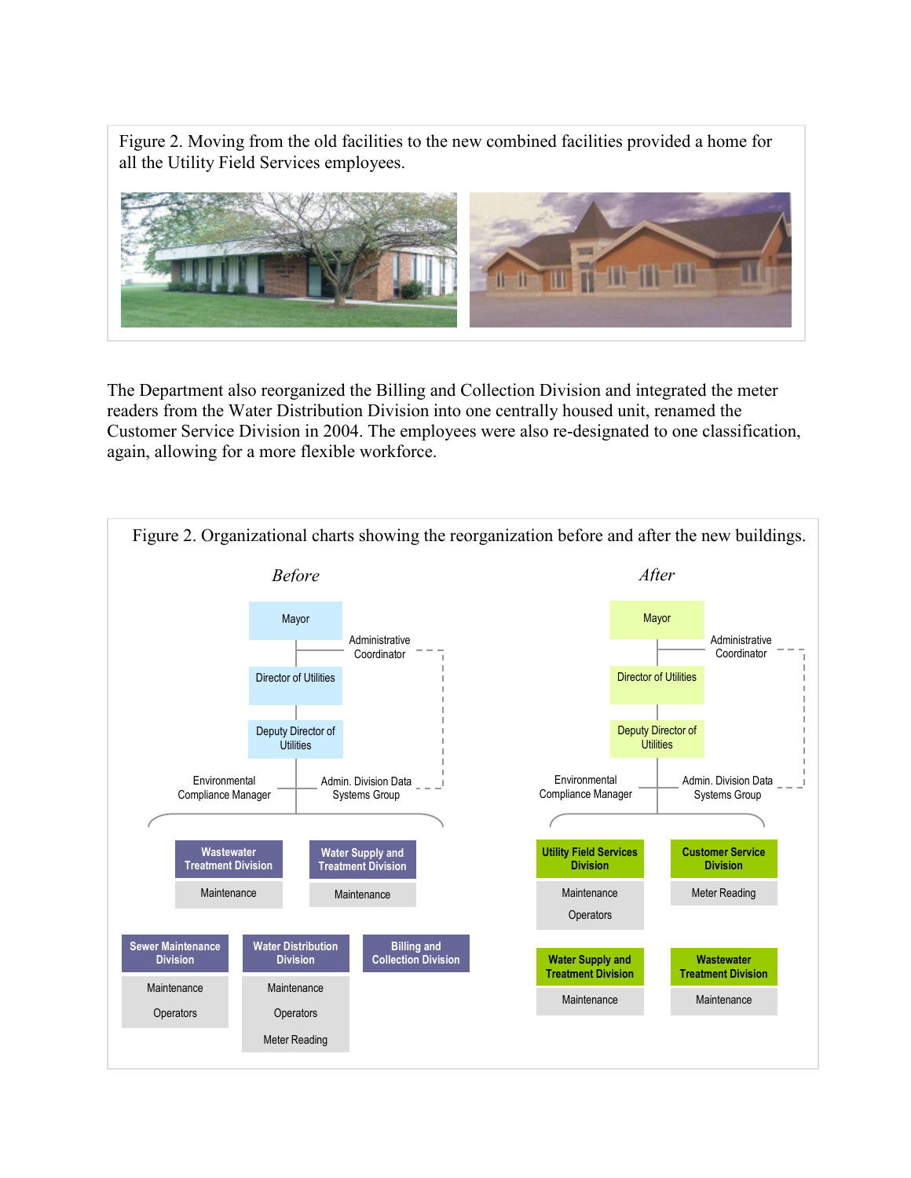Figure 2. Moving from the old facilities to the new combined facilities provided a home for all the Utility Field Services employees.

The Department also reorganized the Billing and Collection Division and integrated the meter readers from the Water Distribution Division into one centrally housed unit, renamed the Customer Service Division in 2004. The employees were also re-designated to one classification, again, allowing for a more flexible workforce.

Figure 2. Organizational charts showing the reorganization before and after the new buildings.

*Before*

- Mayor
  - Administrative Coordinator
  - Director of Utilities
    - Deputy Director of Utilities
      - Environmental Compliance Manager
      - Admin. Division Data Systems Group
      - Wastewater Treatment Division
        - Maintenance
      - Water Supply and Treatment Division
        - Maintenance
      - Sewer Maintenance Division
        - Maintenance
        - Operators
      - Water Distribution Division
        - Maintenance
        - Operators
        - Meter Reading
      - Billing and Collection Division

*After*

- Mayor
  - Administrative Coordinator
  - Director of Utilities
    - Deputy Director of Utilities
      - Environmental Compliance Manager
      - Admin. Division Data Systems Group
      - Utility Field Services Division
        - Maintenance
        - Operators
      - Customer Service Division
        - Meter Reading
      - Water Supply and Treatment Division
        - Maintenance
      - Wastewater Treatment Division
        - Maintenance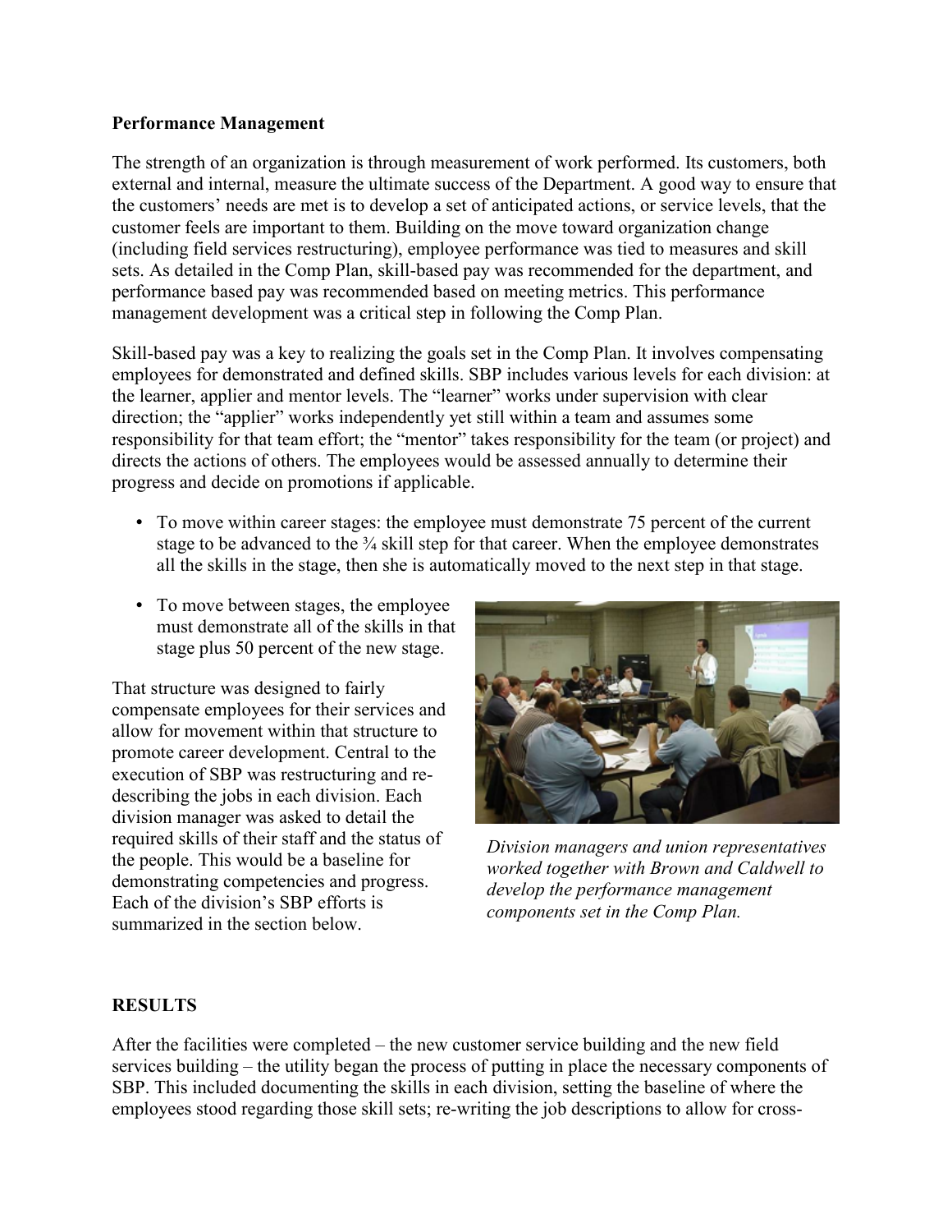**Performance Management**

The strength of an organization is through measurement of work performed. Its customers, both external and internal, measure the ultimate success of the Department. A good way to ensure that the customers' needs are met is to develop a set of anticipated actions, or service levels, that the customer feels are important to them. Building on the move toward organization change (including field services restructuring), employee performance was tied to measures and skill sets. As detailed in the Comp Plan, skill-based pay was recommended for the department, and performance based pay was recommended based on meeting metrics. This performance management development was a critical step in following the Comp Plan.

Skill-based pay was a key to realizing the goals set in the Comp Plan. It involves compensating employees for demonstrated and defined skills. SBP includes various levels for each division: at the learner, applier and mentor levels. The "learner" works under supervision with clear direction; the "applier" works independently yet still within a team and assumes some responsibility for that team effort; the "mentor" takes responsibility for the team (or project) and directs the actions of others. The employees would be assessed annually to determine their progress and decide on promotions if applicable.

- To move within career stages: the employee must demonstrate 75 percent of the current stage to be advanced to the ¾ skill step for that career. When the employee demonstrates all the skills in the stage, then she is automatically moved to the next step in that stage.
- To move between stages, the employee must demonstrate all of the skills in that stage plus 50 percent of the new stage.

That structure was designed to fairly compensate employees for their services and allow for movement within that structure to promote career development. Central to the execution of SBP was restructuring and re-describing the jobs in each division. Each division manager was asked to detail the required skills of their staff and the status of the people. This would be a baseline for demonstrating competencies and progress. Each of the division's SBP efforts is summarized in the section below.

*Division managers and union representatives worked together with Brown and Caldwell to develop the performance management components set in the Comp Plan.*

**RESULTS**

After the facilities were completed – the new customer service building and the new field services building – the utility began the process of putting in place the necessary components of SBP. This included documenting the skills in each division, setting the baseline of where the employees stood regarding those skill sets; re-writing the job descriptions to allow for cross-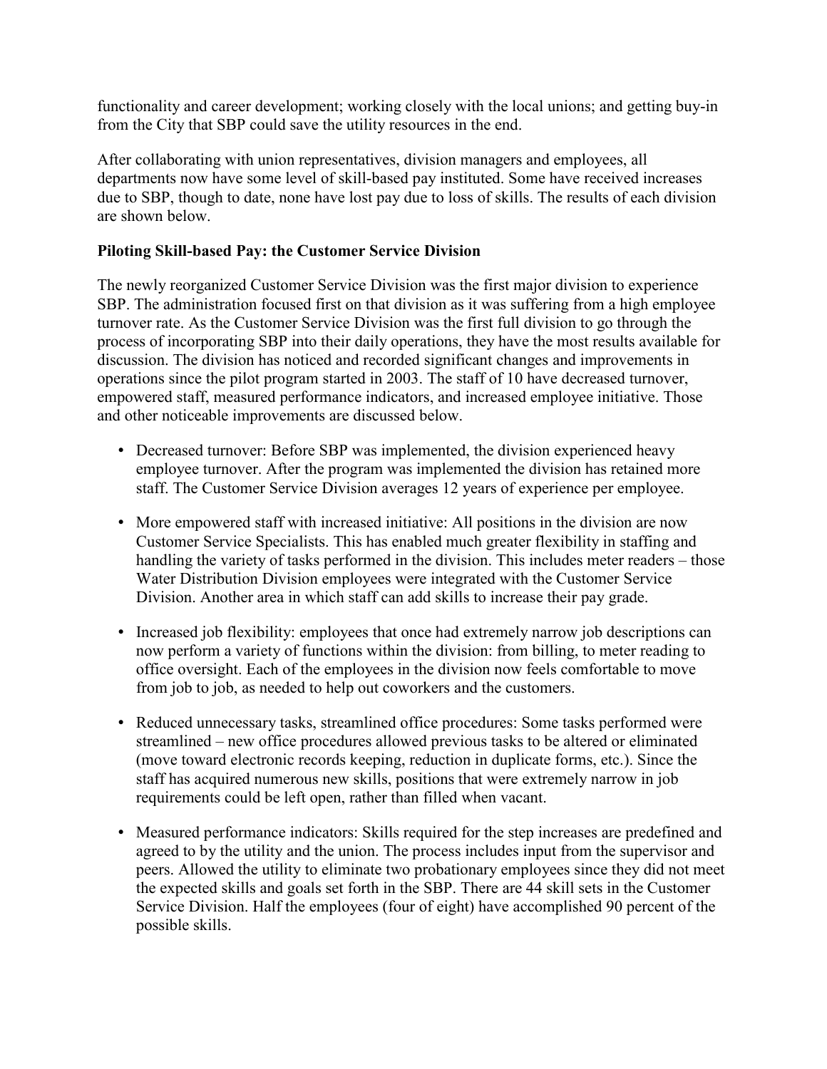functionality and career development; working closely with the local unions; and getting buy-in from the City that SBP could save the utility resources in the end.

After collaborating with union representatives, division managers and employees, all departments now have some level of skill-based pay instituted. Some have received increases due to SBP, though to date, none have lost pay due to loss of skills. The results of each division are shown below.

**Piloting Skill-based Pay: the Customer Service Division**

The newly reorganized Customer Service Division was the first major division to experience SBP. The administration focused first on that division as it was suffering from a high employee turnover rate. As the Customer Service Division was the first full division to go through the process of incorporating SBP into their daily operations, they have the most results available for discussion. The division has noticed and recorded significant changes and improvements in operations since the pilot program started in 2003. The staff of 10 have decreased turnover, empowered staff, measured performance indicators, and increased employee initiative. Those and other noticeable improvements are discussed below.

- Decreased turnover: Before SBP was implemented, the division experienced heavy employee turnover. After the program was implemented the division has retained more staff. The Customer Service Division averages 12 years of experience per employee.

- More empowered staff with increased initiative: All positions in the division are now Customer Service Specialists. This has enabled much greater flexibility in staffing and handling the variety of tasks performed in the division. This includes meter readers – those Water Distribution Division employees were integrated with the Customer Service Division. Another area in which staff can add skills to increase their pay grade.

- Increased job flexibility: employees that once had extremely narrow job descriptions can now perform a variety of functions within the division: from billing, to meter reading to office oversight. Each of the employees in the division now feels comfortable to move from job to job, as needed to help out coworkers and the customers.

- Reduced unnecessary tasks, streamlined office procedures: Some tasks performed were streamlined – new office procedures allowed previous tasks to be altered or eliminated (move toward electronic records keeping, reduction in duplicate forms, etc.). Since the staff has acquired numerous new skills, positions that were extremely narrow in job requirements could be left open, rather than filled when vacant.

- Measured performance indicators: Skills required for the step increases are predefined and agreed to by the utility and the union. The process includes input from the supervisor and peers. Allowed the utility to eliminate two probationary employees since they did not meet the expected skills and goals set forth in the SBP. There are 44 skill sets in the Customer Service Division. Half the employees (four of eight) have accomplished 90 percent of the possible skills.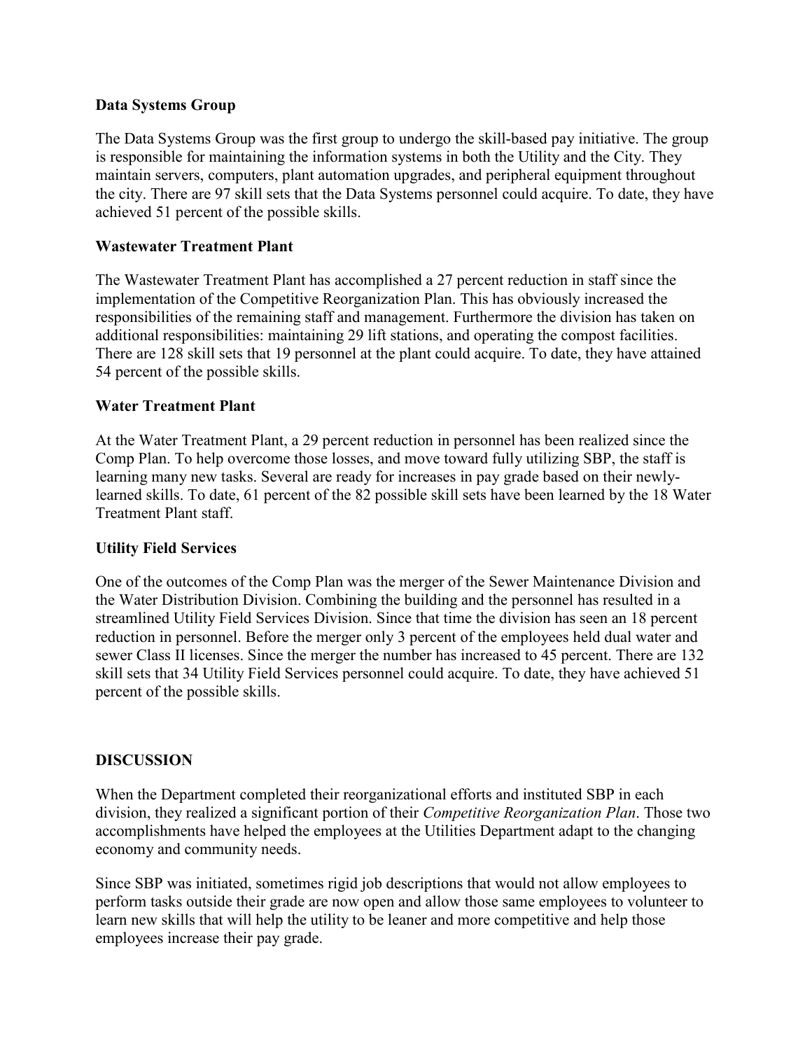**Data Systems Group**

The Data Systems Group was the first group to undergo the skill-based pay initiative. The group is responsible for maintaining the information systems in both the Utility and the City. They maintain servers, computers, plant automation upgrades, and peripheral equipment throughout the city. There are 97 skill sets that the Data Systems personnel could acquire. To date, they have achieved 51 percent of the possible skills.

**Wastewater Treatment Plant**

The Wastewater Treatment Plant has accomplished a 27 percent reduction in staff since the implementation of the Competitive Reorganization Plan. This has obviously increased the responsibilities of the remaining staff and management. Furthermore the division has taken on additional responsibilities: maintaining 29 lift stations, and operating the compost facilities. There are 128 skill sets that 19 personnel at the plant could acquire. To date, they have attained 54 percent of the possible skills.

**Water Treatment Plant**

At the Water Treatment Plant, a 29 percent reduction in personnel has been realized since the Comp Plan. To help overcome those losses, and move toward fully utilizing SBP, the staff is learning many new tasks. Several are ready for increases in pay grade based on their newly-learned skills. To date, 61 percent of the 82 possible skill sets have been learned by the 18 Water Treatment Plant staff.

**Utility Field Services**

One of the outcomes of the Comp Plan was the merger of the Sewer Maintenance Division and the Water Distribution Division. Combining the building and the personnel has resulted in a streamlined Utility Field Services Division. Since that time the division has seen an 18 percent reduction in personnel. Before the merger only 3 percent of the employees held dual water and sewer Class II licenses. Since the merger the number has increased to 45 percent. There are 132 skill sets that 34 Utility Field Services personnel could acquire. To date, they have achieved 51 percent of the possible skills.

**DISCUSSION**

When the Department completed their reorganizational efforts and instituted SBP in each division, they realized a significant portion of their *Competitive Reorganization Plan*. Those two accomplishments have helped the employees at the Utilities Department adapt to the changing economy and community needs.

Since SBP was initiated, sometimes rigid job descriptions that would not allow employees to perform tasks outside their grade are now open and allow those same employees to volunteer to learn new skills that will help the utility to be leaner and more competitive and help those employees increase their pay grade.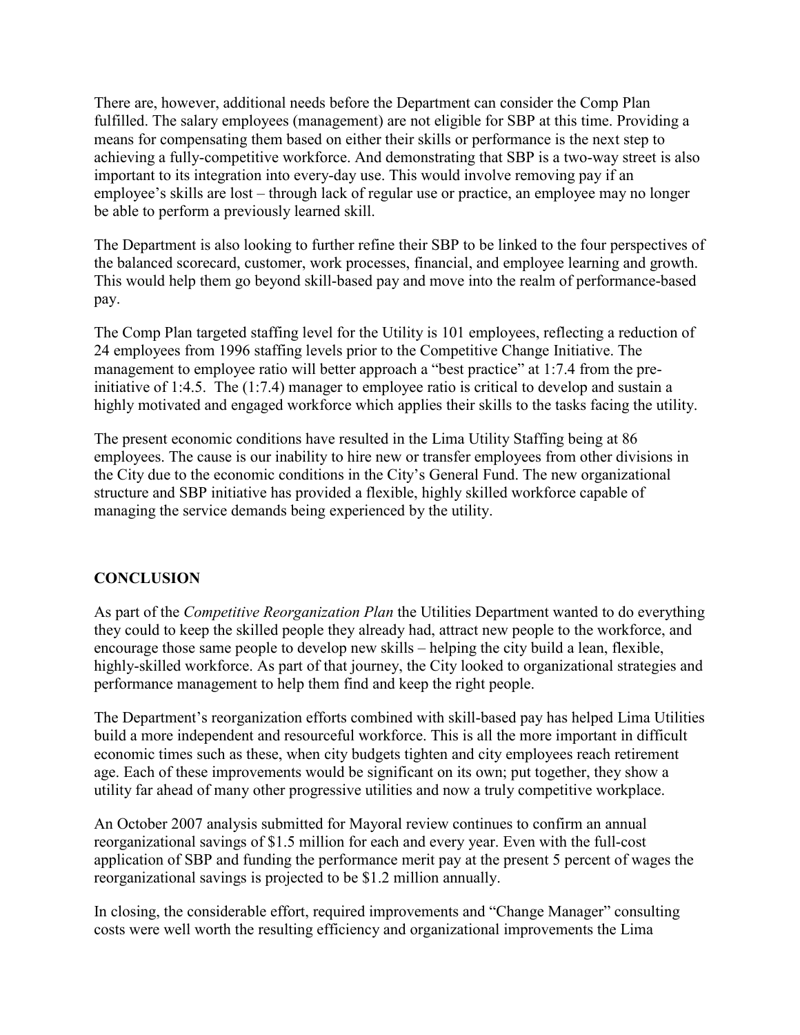There are, however, additional needs before the Department can consider the Comp Plan fulfilled. The salary employees (management) are not eligible for SBP at this time. Providing a means for compensating them based on either their skills or performance is the next step to achieving a fully-competitive workforce. And demonstrating that SBP is a two-way street is also important to its integration into every-day use. This would involve removing pay if an employee's skills are lost – through lack of regular use or practice, an employee may no longer be able to perform a previously learned skill.

The Department is also looking to further refine their SBP to be linked to the four perspectives of the balanced scorecard, customer, work processes, financial, and employee learning and growth. This would help them go beyond skill-based pay and move into the realm of performance-based pay.

The Comp Plan targeted staffing level for the Utility is 101 employees, reflecting a reduction of 24 employees from 1996 staffing levels prior to the Competitive Change Initiative. The management to employee ratio will better approach a "best practice" at 1:7.4 from the pre-initiative of 1:4.5. The (1:7.4) manager to employee ratio is critical to develop and sustain a highly motivated and engaged workforce which applies their skills to the tasks facing the utility.

The present economic conditions have resulted in the Lima Utility Staffing being at 86 employees. The cause is our inability to hire new or transfer employees from other divisions in the City due to the economic conditions in the City's General Fund. The new organizational structure and SBP initiative has provided a flexible, highly skilled workforce capable of managing the service demands being experienced by the utility.

## CONCLUSION

As part of the *Competitive Reorganization Plan* the Utilities Department wanted to do everything they could to keep the skilled people they already had, attract new people to the workforce, and encourage those same people to develop new skills – helping the city build a lean, flexible, highly-skilled workforce. As part of that journey, the City looked to organizational strategies and performance management to help them find and keep the right people.

The Department's reorganization efforts combined with skill-based pay has helped Lima Utilities build a more independent and resourceful workforce. This is all the more important in difficult economic times such as these, when city budgets tighten and city employees reach retirement age. Each of these improvements would be significant on its own; put together, they show a utility far ahead of many other progressive utilities and now a truly competitive workplace.

An October 2007 analysis submitted for Mayoral review continues to confirm an annual reorganizational savings of $1.5 million for each and every year. Even with the full-cost application of SBP and funding the performance merit pay at the present 5 percent of wages the reorganizational savings is projected to be $1.2 million annually.

In closing, the considerable effort, required improvements and "Change Manager" consulting costs were well worth the resulting efficiency and organizational improvements the Lima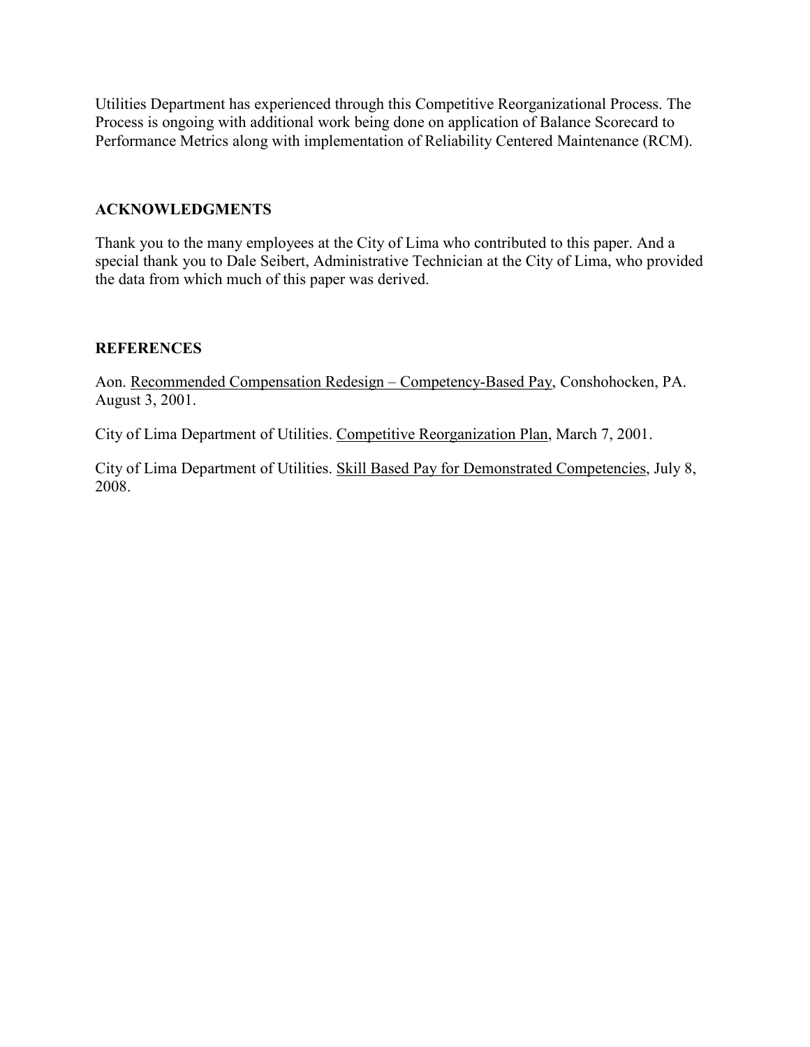Utilities Department has experienced through this Competitive Reorganizational Process. The Process is ongoing with additional work being done on application of Balance Scorecard to Performance Metrics along with implementation of Reliability Centered Maintenance (RCM).

## ACKNOWLEDGMENTS

Thank you to the many employees at the City of Lima who contributed to this paper. And a special thank you to Dale Seibert, Administrative Technician at the City of Lima, who provided the data from which much of this paper was derived.

## REFERENCES

Aon. Recommended Compensation Redesign – Competency-Based Pay, Conshohocken, PA. August 3, 2001.

City of Lima Department of Utilities. Competitive Reorganization Plan, March 7, 2001.

City of Lima Department of Utilities. Skill Based Pay for Demonstrated Competencies, July 8, 2008.